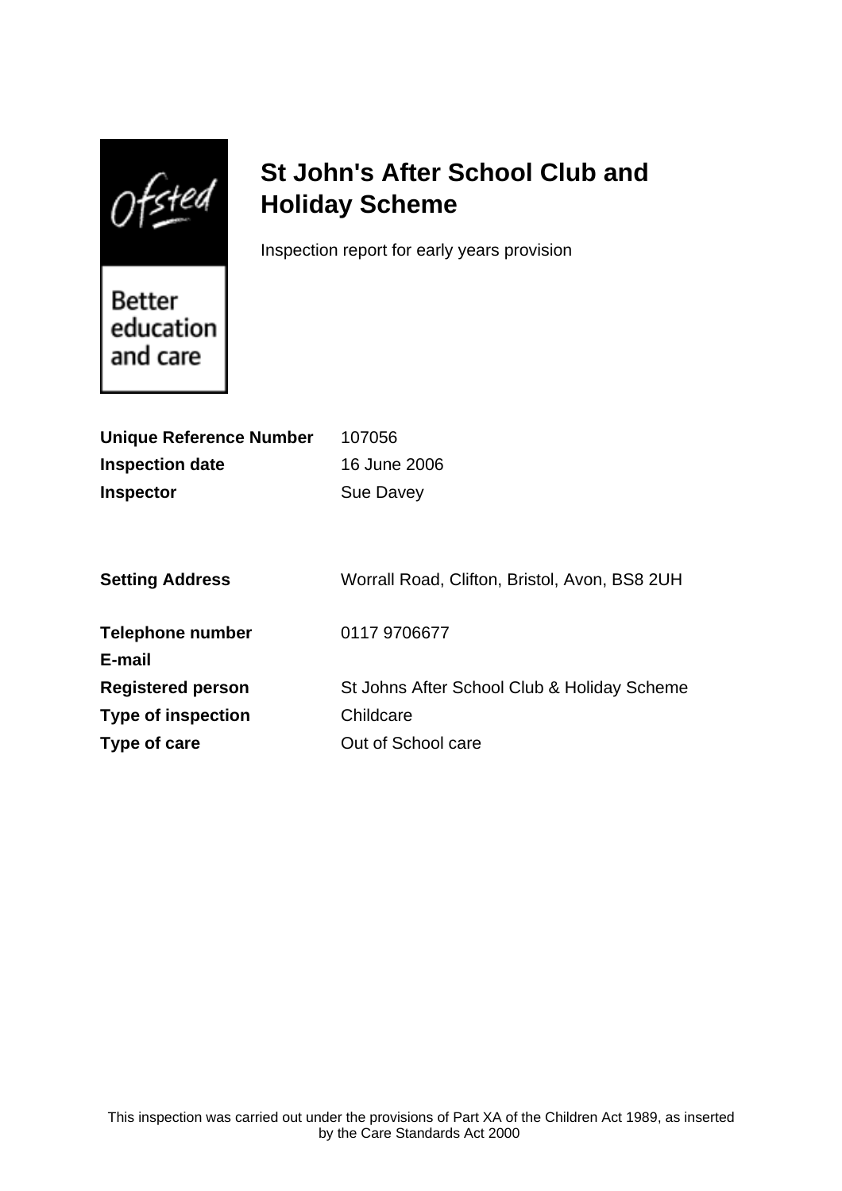Ofsted

Better education and care

# St John's After School Club and Holiday Scheme

Inspection report for early years provision

| | |
|---|---|
| **Unique Reference Number** | 107056 |
| **Inspection date** | 16 June 2006 |
| **Inspector** | Sue Davey |

| | |
|---|---|
| **Setting Address** | Worrall Road, Clifton, Bristol, Avon, BS8 2UH |
| **Telephone number** | 0117 9706677 |
| **E-mail** | |
| **Registered person** | St Johns After School Club & Holiday Scheme |
| **Type of inspection** | Childcare |
| **Type of care** | Out of School care |

This inspection was carried out under the provisions of Part XA of the Children Act 1989, as inserted by the Care Standards Act 2000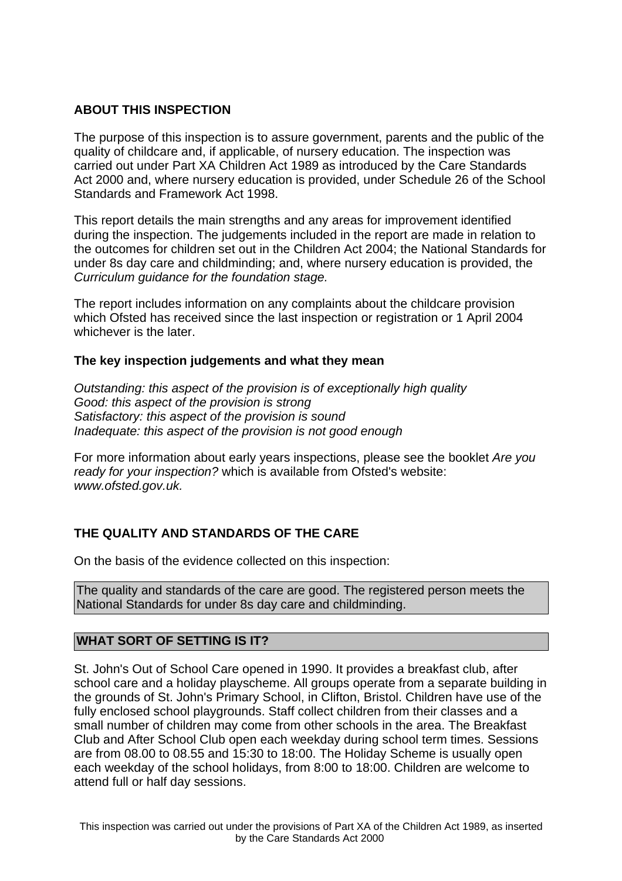## ABOUT THIS INSPECTION

The purpose of this inspection is to assure government, parents and the public of the quality of childcare and, if applicable, of nursery education. The inspection was carried out under Part XA Children Act 1989 as introduced by the Care Standards Act 2000 and, where nursery education is provided, under Schedule 26 of the School Standards and Framework Act 1998.

This report details the main strengths and any areas for improvement identified during the inspection. The judgements included in the report are made in relation to the outcomes for children set out in the Children Act 2004; the National Standards for under 8s day care and childminding; and, where nursery education is provided, the *Curriculum guidance for the foundation stage.*

The report includes information on any complaints about the childcare provision which Ofsted has received since the last inspection or registration or 1 April 2004 whichever is the later.

### The key inspection judgements and what they mean

*Outstanding: this aspect of the provision is of exceptionally high quality*
*Good: this aspect of the provision is strong*
*Satisfactory: this aspect of the provision is sound*
*Inadequate: this aspect of the provision is not good enough*

For more information about early years inspections, please see the booklet *Are you ready for your inspection?* which is available from Ofsted's website: *www.ofsted.gov.uk.*

## THE QUALITY AND STANDARDS OF THE CARE

On the basis of the evidence collected on this inspection:

The quality and standards of the care are good. The registered person meets the National Standards for under 8s day care and childminding.

## WHAT SORT OF SETTING IS IT?

St. John's Out of School Care opened in 1990. It provides a breakfast club, after school care and a holiday playscheme. All groups operate from a separate building in the grounds of St. John's Primary School, in Clifton, Bristol. Children have use of the fully enclosed school playgrounds. Staff collect children from their classes and a small number of children may come from other schools in the area. The Breakfast Club and After School Club open each weekday during school term times. Sessions are from 08.00 to 08.55 and 15:30 to 18:00. The Holiday Scheme is usually open each weekday of the school holidays, from 8:00 to 18:00. Children are welcome to attend full or half day sessions.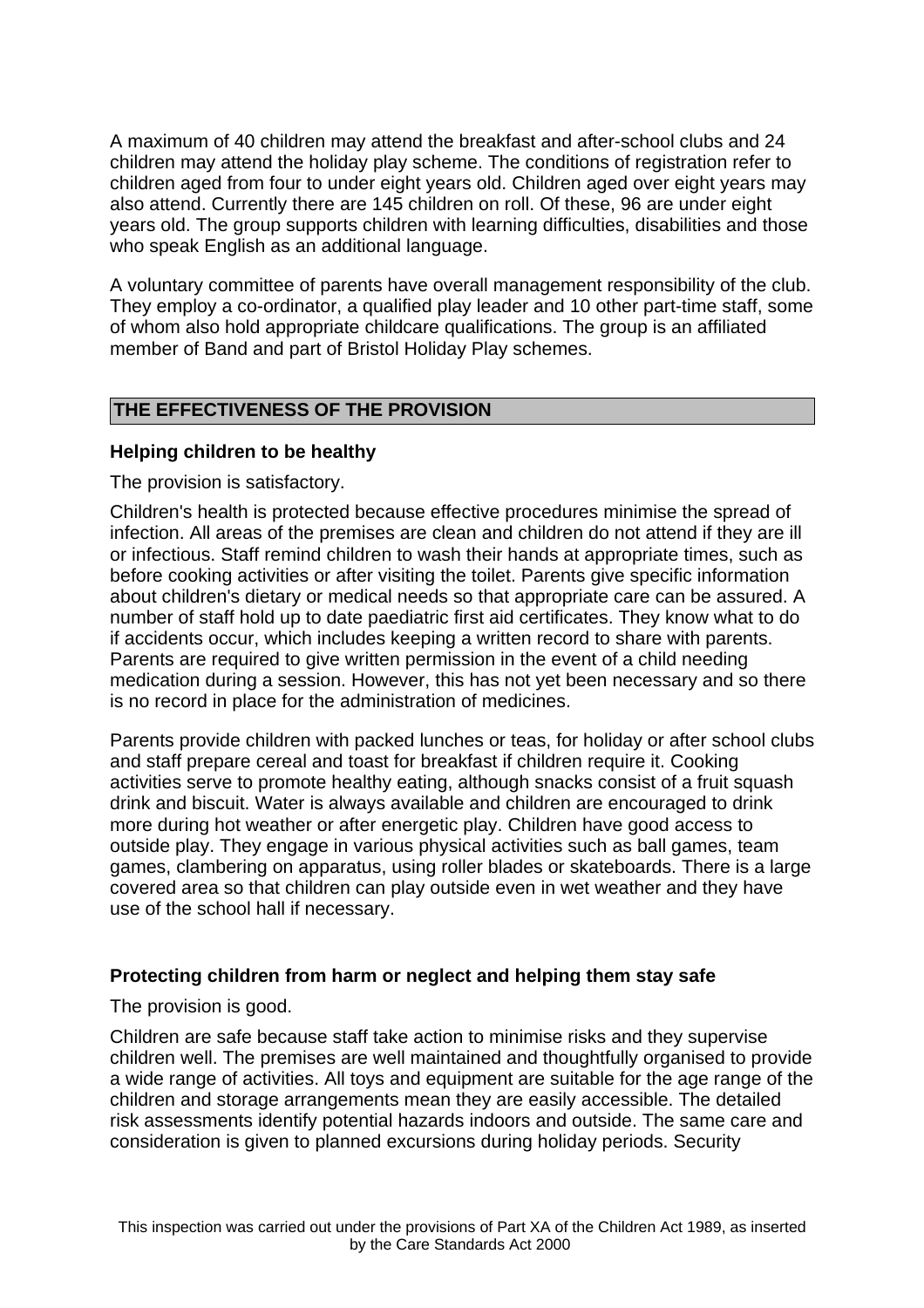A maximum of 40 children may attend the breakfast and after-school clubs and 24 children may attend the holiday play scheme. The conditions of registration refer to children aged from four to under eight years old. Children aged over eight years may also attend. Currently there are 145 children on roll. Of these, 96 are under eight years old. The group supports children with learning difficulties, disabilities and those who speak English as an additional language.

A voluntary committee of parents have overall management responsibility of the club. They employ a co-ordinator, a qualified play leader and 10 other part-time staff, some of whom also hold appropriate childcare qualifications. The group is an affiliated member of Band and part of Bristol Holiday Play schemes.

## THE EFFECTIVENESS OF THE PROVISION

### Helping children to be healthy

The provision is satisfactory.

Children's health is protected because effective procedures minimise the spread of infection. All areas of the premises are clean and children do not attend if they are ill or infectious. Staff remind children to wash their hands at appropriate times, such as before cooking activities or after visiting the toilet. Parents give specific information about children's dietary or medical needs so that appropriate care can be assured. A number of staff hold up to date paediatric first aid certificates. They know what to do if accidents occur, which includes keeping a written record to share with parents. Parents are required to give written permission in the event of a child needing medication during a session. However, this has not yet been necessary and so there is no record in place for the administration of medicines.

Parents provide children with packed lunches or teas, for holiday or after school clubs and staff prepare cereal and toast for breakfast if children require it. Cooking activities serve to promote healthy eating, although snacks consist of a fruit squash drink and biscuit. Water is always available and children are encouraged to drink more during hot weather or after energetic play. Children have good access to outside play. They engage in various physical activities such as ball games, team games, clambering on apparatus, using roller blades or skateboards. There is a large covered area so that children can play outside even in wet weather and they have use of the school hall if necessary.

### Protecting children from harm or neglect and helping them stay safe

The provision is good.

Children are safe because staff take action to minimise risks and they supervise children well. The premises are well maintained and thoughtfully organised to provide a wide range of activities. All toys and equipment are suitable for the age range of the children and storage arrangements mean they are easily accessible. The detailed risk assessments identify potential hazards indoors and outside. The same care and consideration is given to planned excursions during holiday periods. Security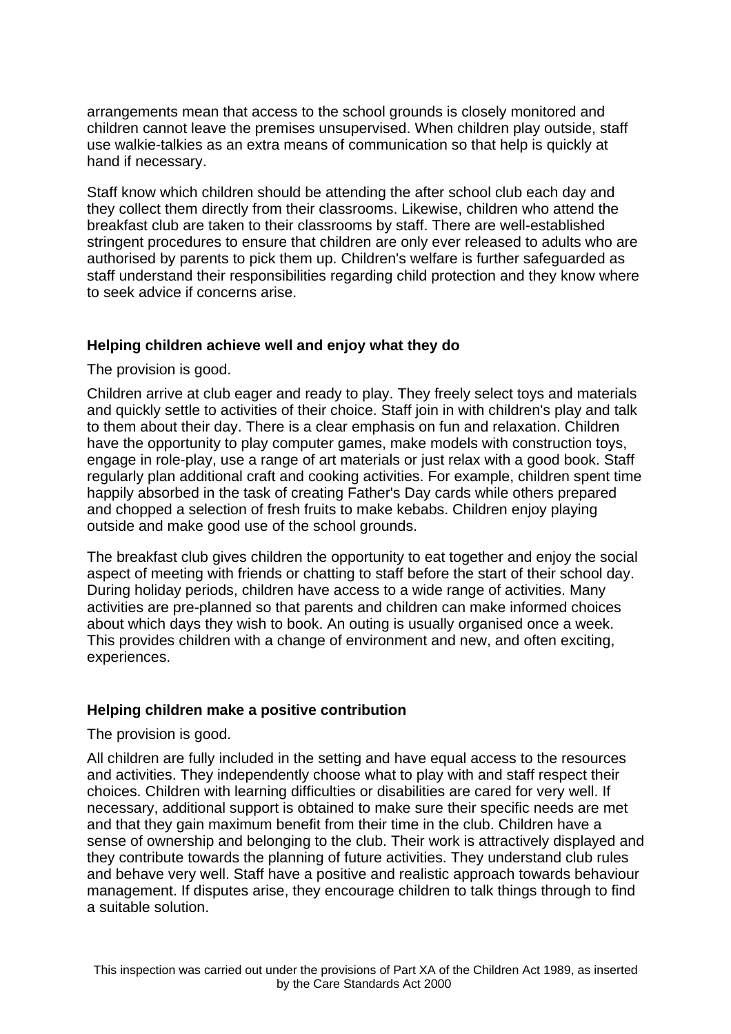arrangements mean that access to the school grounds is closely monitored and children cannot leave the premises unsupervised. When children play outside, staff use walkie-talkies as an extra means of communication so that help is quickly at hand if necessary.

Staff know which children should be attending the after school club each day and they collect them directly from their classrooms. Likewise, children who attend the breakfast club are taken to their classrooms by staff. There are well-established stringent procedures to ensure that children are only ever released to adults who are authorised by parents to pick them up. Children's welfare is further safeguarded as staff understand their responsibilities regarding child protection and they know where to seek advice if concerns arise.

**Helping children achieve well and enjoy what they do**

The provision is good.

Children arrive at club eager and ready to play. They freely select toys and materials and quickly settle to activities of their choice. Staff join in with children's play and talk to them about their day. There is a clear emphasis on fun and relaxation. Children have the opportunity to play computer games, make models with construction toys, engage in role-play, use a range of art materials or just relax with a good book. Staff regularly plan additional craft and cooking activities. For example, children spent time happily absorbed in the task of creating Father's Day cards while others prepared and chopped a selection of fresh fruits to make kebabs. Children enjoy playing outside and make good use of the school grounds.

The breakfast club gives children the opportunity to eat together and enjoy the social aspect of meeting with friends or chatting to staff before the start of their school day. During holiday periods, children have access to a wide range of activities. Many activities are pre-planned so that parents and children can make informed choices about which days they wish to book. An outing is usually organised once a week. This provides children with a change of environment and new, and often exciting, experiences.

**Helping children make a positive contribution**

The provision is good.

All children are fully included in the setting and have equal access to the resources and activities. They independently choose what to play with and staff respect their choices. Children with learning difficulties or disabilities are cared for very well. If necessary, additional support is obtained to make sure their specific needs are met and that they gain maximum benefit from their time in the club. Children have a sense of ownership and belonging to the club. Their work is attractively displayed and they contribute towards the planning of future activities. They understand club rules and behave very well. Staff have a positive and realistic approach towards behaviour management. If disputes arise, they encourage children to talk things through to find a suitable solution.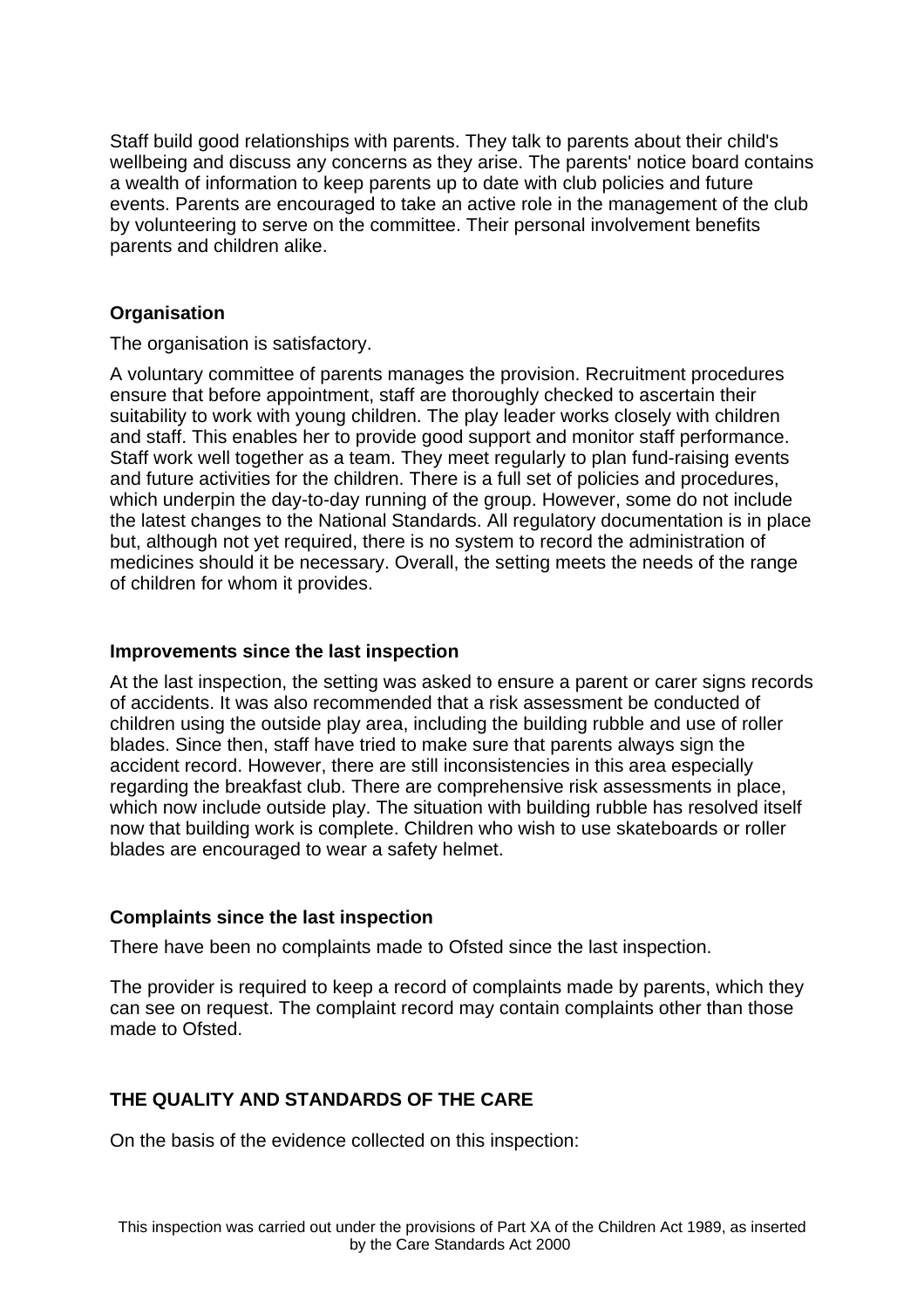Staff build good relationships with parents. They talk to parents about their child's wellbeing and discuss any concerns as they arise. The parents' notice board contains a wealth of information to keep parents up to date with club policies and future events. Parents are encouraged to take an active role in the management of the club by volunteering to serve on the committee. Their personal involvement benefits parents and children alike.

### Organisation

The organisation is satisfactory.

A voluntary committee of parents manages the provision. Recruitment procedures ensure that before appointment, staff are thoroughly checked to ascertain their suitability to work with young children. The play leader works closely with children and staff. This enables her to provide good support and monitor staff performance. Staff work well together as a team. They meet regularly to plan fund-raising events and future activities for the children. There is a full set of policies and procedures, which underpin the day-to-day running of the group. However, some do not include the latest changes to the National Standards. All regulatory documentation is in place but, although not yet required, there is no system to record the administration of medicines should it be necessary. Overall, the setting meets the needs of the range of children for whom it provides.

### Improvements since the last inspection

At the last inspection, the setting was asked to ensure a parent or carer signs records of accidents. It was also recommended that a risk assessment be conducted of children using the outside play area, including the building rubble and use of roller blades. Since then, staff have tried to make sure that parents always sign the accident record. However, there are still inconsistencies in this area especially regarding the breakfast club. There are comprehensive risk assessments in place, which now include outside play. The situation with building rubble has resolved itself now that building work is complete. Children who wish to use skateboards or roller blades are encouraged to wear a safety helmet.

### Complaints since the last inspection

There have been no complaints made to Ofsted since the last inspection.

The provider is required to keep a record of complaints made by parents, which they can see on request. The complaint record may contain complaints other than those made to Ofsted.

## THE QUALITY AND STANDARDS OF THE CARE

On the basis of the evidence collected on this inspection: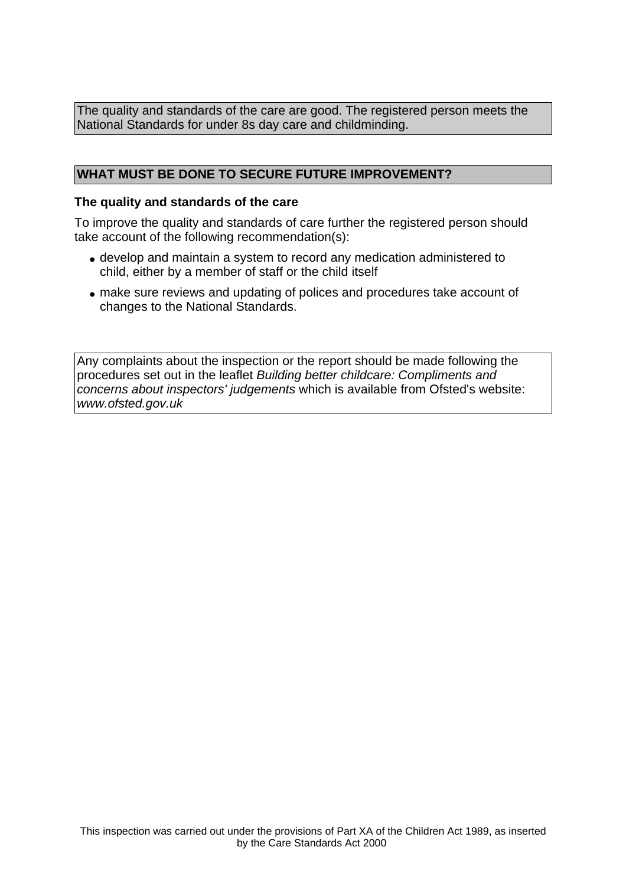The quality and standards of the care are good. The registered person meets the National Standards for under 8s day care and childminding.

## WHAT MUST BE DONE TO SECURE FUTURE IMPROVEMENT?

### The quality and standards of the care

To improve the quality and standards of care further the registered person should take account of the following recommendation(s):

- develop and maintain a system to record any medication administered to child, either by a member of staff or the child itself
- make sure reviews and updating of polices and procedures take account of changes to the National Standards.

Any complaints about the inspection or the report should be made following the procedures set out in the leaflet *Building better childcare: Compliments and concerns about inspectors' judgements* which is available from Ofsted's website: *www.ofsted.gov.uk*

This inspection was carried out under the provisions of Part XA of the Children Act 1989, as inserted by the Care Standards Act 2000